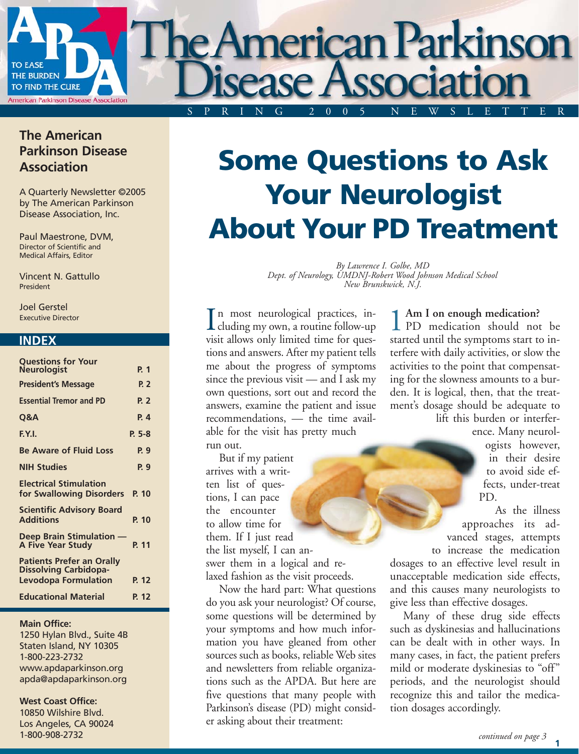# The American Parkinson Disease Association

TO EASE THE BURDEN TO FIND THE CURE

SPRING 2005 NEWSLETTER

## The American Parkinson Disease Association

A Quarterly Newsletter ©2005 by The American Parkinson Disease Association, Inc.

Paul Maestrone, DVM,
Director of Scientific and Medical Affairs, Editor

Vincent N. Gattullo
President

Joel Gerstel
Executive Director

### INDEX

| | |
|---|---|
| Questions for Your Neurologist | P. 1 |
| President's Message | P. 2 |
| Essential Tremor and PD | P. 2 |
| Q&A | P. 4 |
| F.Y.I. | P. 5-8 |
| Be Aware of Fluid Loss | P. 9 |
| NIH Studies | P. 9 |
| Electrical Stimulation for Swallowing Disorders | P. 10 |
| Scientific Advisory Board Additions | P. 10 |
| Deep Brain Stimulation — A Five Year Study | P. 11 |
| Patients Prefer an Orally Dissolving Carbidopa-Levodopa Formulation | P. 12 |
| Educational Material | P. 12 |

**Main Office:**
1250 Hylan Blvd., Suite 4B
Staten Island, NY 10305
1-800-223-2732
www.apdaparkinson.org
apda@apdaparkinson.org

**West Coast Office:**
10850 Wilshire Blvd.
Los Angeles, CA 90024
1-800-908-2732

# Some Questions to Ask Your Neurologist About Your PD Treatment

*By Lawrence I. Golbe, MD*
*Dept. of Neurology, UMDNJ-Robert Wood Johnson Medical School*
*New Brunskwick, N.J.*

In most neurological practices, including my own, a routine follow-up visit allows only limited time for questions and answers. After my patient tells me about the progress of symptoms since the previous visit — and I ask my own questions, sort out and record the answers, examine the patient and issue recommendations, — the time available for the visit has pretty much run out.

But if my patient arrives with a written list of questions, I can pace the encounter to allow time for them. If I just read the list myself, I can answer them in a logical and relaxed fashion as the visit proceeds.

Now the hard part: What questions do you ask your neurologist? Of course, some questions will be determined by your symptoms and how much information you have gleaned from other sources such as books, reliable Web sites and newsletters from reliable organizations such as the APDA. But here are five questions that many people with Parkinson's disease (PD) might consider asking about their treatment:

**1 Am I on enough medication?**
PD medication should not be started until the symptoms start to interfere with daily activities, or slow the activities to the point that compensating for the slowness amounts to a burden. It is logical, then, that the treatment's dosage should be adequate to lift this burden or interference. Many neurologists however, in their desire to avoid side effects, under-treat PD.

As the illness approaches its advanced stages, attempts to increase the medication dosages to an effective level result in unacceptable medication side effects, and this causes many neurologists to give less than effective dosages.

Many of these drug side effects such as dyskinesias and hallucinations can be dealt with in other ways. In many cases, in fact, the patient prefers mild or moderate dyskinesias to "off" periods, and the neurologist should recognize this and tailor the medication dosages accordingly.

*continued on page 3*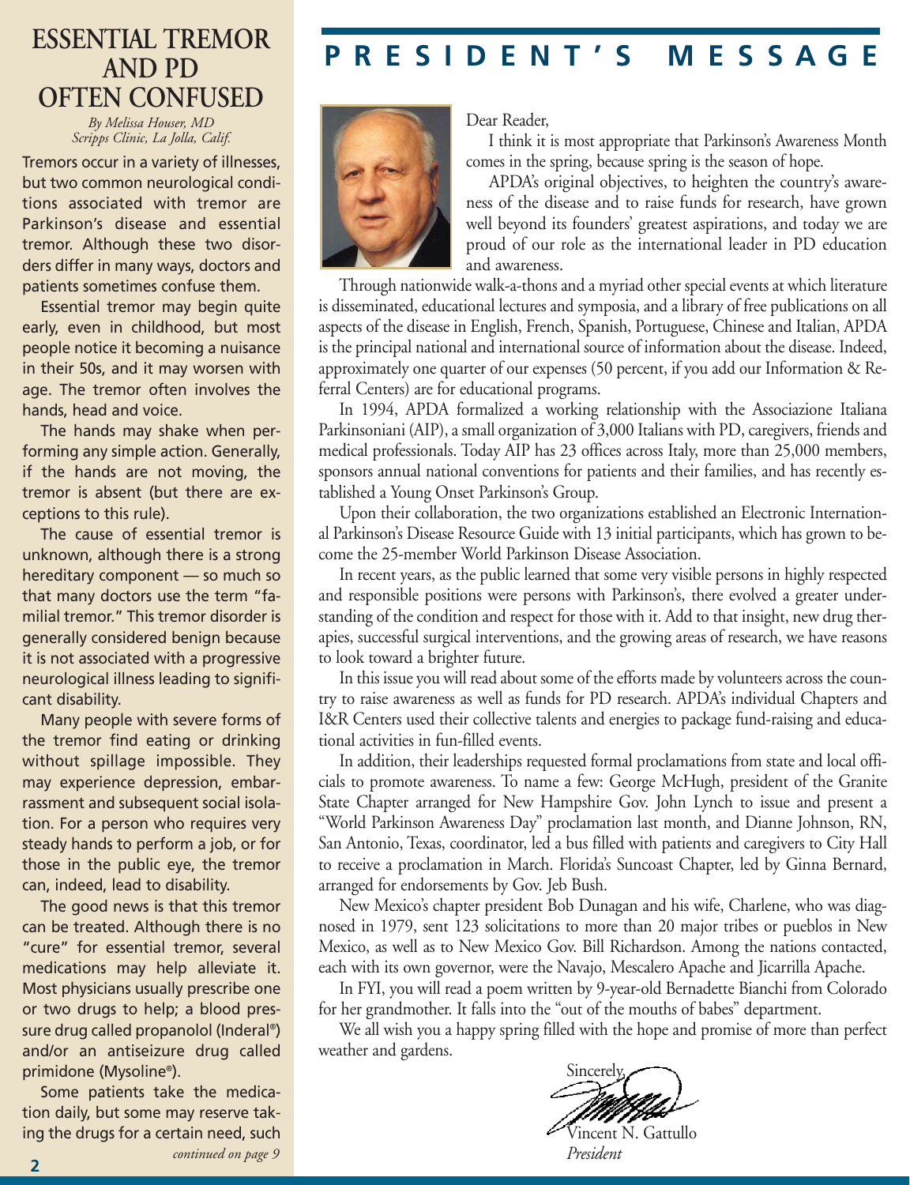# ESSENTIAL TREMOR AND PD OFTEN CONFUSED

*By Melissa Houser, MD*
*Scripps Clinic, La Jolla, Calif.*

Tremors occur in a variety of illnesses, but two common neurological conditions associated with tremor are Parkinson's disease and essential tremor. Although these two disorders differ in many ways, doctors and patients sometimes confuse them.

Essential tremor may begin quite early, even in childhood, but most people notice it becoming a nuisance in their 50s, and it may worsen with age. The tremor often involves the hands, head and voice.

The hands may shake when performing any simple action. Generally, if the hands are not moving, the tremor is absent (but there are exceptions to this rule).

The cause of essential tremor is unknown, although there is a strong hereditary component — so much so that many doctors use the term "familial tremor." This tremor disorder is generally considered benign because it is not associated with a progressive neurological illness leading to significant disability.

Many people with severe forms of the tremor find eating or drinking without spillage impossible. They may experience depression, embarrassment and subsequent social isolation. For a person who requires very steady hands to perform a job, or for those in the public eye, the tremor can, indeed, lead to disability.

The good news is that this tremor can be treated. Although there is no "cure" for essential tremor, several medications may help alleviate it. Most physicians usually prescribe one or two drugs to help; a blood pressure drug called propanolol (Inderal®) and/or an antiseizure drug called primidone (Mysoline®).

Some patients take the medication daily, but some may reserve taking the drugs for a certain need, such

*continued on page 9*

# PRESIDENT'S MESSAGE

Dear Reader,

I think it is most appropriate that Parkinson's Awareness Month comes in the spring, because spring is the season of hope.

APDA's original objectives, to heighten the country's awareness of the disease and to raise funds for research, have grown well beyond its founders' greatest aspirations, and today we are proud of our role as the international leader in PD education and awareness.

Through nationwide walk-a-thons and a myriad other special events at which literature is disseminated, educational lectures and symposia, and a library of free publications on all aspects of the disease in English, French, Spanish, Portuguese, Chinese and Italian, APDA is the principal national and international source of information about the disease. Indeed, approximately one quarter of our expenses (50 percent, if you add our Information & Referral Centers) are for educational programs.

In 1994, APDA formalized a working relationship with the Associazione Italiana Parkinsoniani (AIP), a small organization of 3,000 Italians with PD, caregivers, friends and medical professionals. Today AIP has 23 offices across Italy, more than 25,000 members, sponsors annual national conventions for patients and their families, and has recently established a Young Onset Parkinson's Group.

Upon their collaboration, the two organizations established an Electronic International Parkinson's Disease Resource Guide with 13 initial participants, which has grown to become the 25-member World Parkinson Disease Association.

In recent years, as the public learned that some very visible persons in highly respected and responsible positions were persons with Parkinson's, there evolved a greater understanding of the condition and respect for those with it. Add to that insight, new drug therapies, successful surgical interventions, and the growing areas of research, we have reasons to look toward a brighter future.

In this issue you will read about some of the efforts made by volunteers across the country to raise awareness as well as funds for PD research. APDA's individual Chapters and I&R Centers used their collective talents and energies to package fund-raising and educational activities in fun-filled events.

In addition, their leaderships requested formal proclamations from state and local officials to promote awareness. To name a few: George McHugh, president of the Granite State Chapter arranged for New Hampshire Gov. John Lynch to issue and present a "World Parkinson Awareness Day" proclamation last month, and Dianne Johnson, RN, San Antonio, Texas, coordinator, led a bus filled with patients and caregivers to City Hall to receive a proclamation in March. Florida's Suncoast Chapter, led by Ginna Bernard, arranged for endorsements by Gov. Jeb Bush.

New Mexico's chapter president Bob Dunagan and his wife, Charlene, who was diagnosed in 1979, sent 123 solicitations to more than 20 major tribes or pueblos in New Mexico, as well as to New Mexico Gov. Bill Richardson. Among the nations contacted, each with its own governor, were the Navajo, Mescalero Apache and Jicarrilla Apache.

In FYI, you will read a poem written by 9-year-old Bernadette Bianchi from Colorado for her grandmother. It falls into the "out of the mouths of babes" department.

We all wish you a happy spring filled with the hope and promise of more than perfect weather and gardens.

Sincerely,

Vincent N. Gattullo
*President*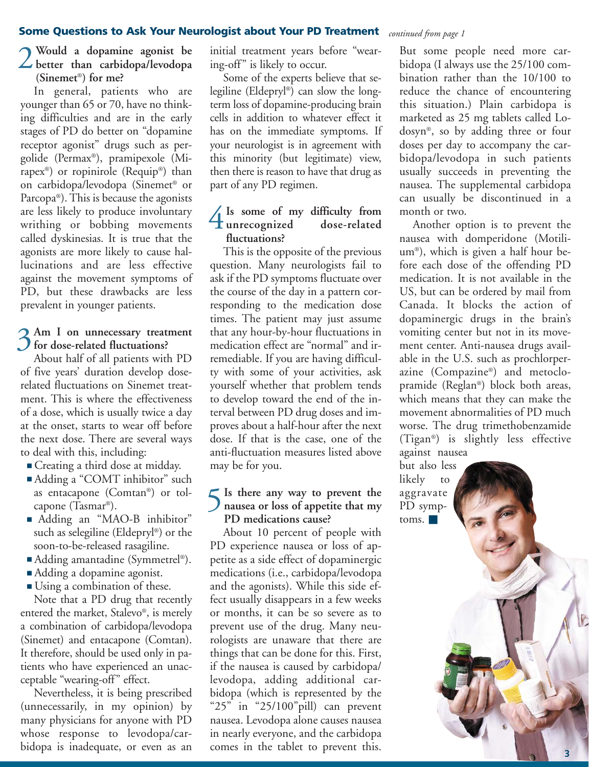## Some Questions to Ask Your Neurologist about Your PD Treatment *continued from page 1*

### 2 Would a dopamine agonist be better than carbidopa/levodopa (Sinemet®) for me?

In general, patients who are younger than 65 or 70, have no thinking difficulties and are in the early stages of PD do better on "dopamine receptor agonist" drugs such as pergolide (Permax®), pramipexole (Mirapex®) or ropinirole (Requip®) than on carbidopa/levodopa (Sinemet® or Parcopa®). This is because the agonists are less likely to produce involuntary writhing or bobbing movements called dyskinesias. It is true that the agonists are more likely to cause hallucinations and are less effective against the movement symptoms of PD, but these drawbacks are less prevalent in younger patients.

### 3 Am I on unnecessary treatment for dose-related fluctuations?

About half of all patients with PD of five years' duration develop dose-related fluctuations on Sinemet treatment. This is where the effectiveness of a dose, which is usually twice a day at the onset, starts to wear off before the next dose. There are several ways to deal with this, including:

- Creating a third dose at midday.
- Adding a "COMT inhibitor" such as entacapone (Comtan®) or tolcapone (Tasmar®).
- Adding an "MAO-B inhibitor" such as selegiline (Eldepryl®) or the soon-to-be-released rasagiline.
- Adding amantadine (Symmetrel®).
- Adding a dopamine agonist.
- Using a combination of these.

Note that a PD drug that recently entered the market, Stalevo®, is merely a combination of carbidopa/levodopa (Sinemet) and entacapone (Comtan). It therefore, should be used only in patients who have experienced an unacceptable "wearing-off" effect.

Nevertheless, it is being prescribed (unnecessarily, in my opinion) by many physicians for anyone with PD whose response to levodopa/carbidopa is inadequate, or even as an initial treatment years before "wearing-off" is likely to occur.

Some of the experts believe that selegiline (Eldepryl®) can slow the long-term loss of dopamine-producing brain cells in addition to whatever effect it has on the immediate symptoms. If your neurologist is in agreement with this minority (but legitimate) view, then there is reason to have that drug as part of any PD regimen.

### 4 Is some of my difficulty from unrecognized dose-related fluctuations?

This is the opposite of the previous question. Many neurologists fail to ask if the PD symptoms fluctuate over the course of the day in a pattern corresponding to the medication dose times. The patient may just assume that any hour-by-hour fluctuations in medication effect are "normal" and irremediable. If you are having difficulty with some of your activities, ask yourself whether that problem tends to develop toward the end of the interval between PD drug doses and improves about a half-hour after the next dose. If that is the case, one of the anti-fluctuation measures listed above may be for you.

### 5 Is there any way to prevent the nausea or loss of appetite that my PD medications cause?

About 10 percent of people with PD experience nausea or loss of appetite as a side effect of dopaminergic medications (i.e., carbidopa/levodopa and the agonists). While this side effect usually disappears in a few weeks or months, it can be so severe as to prevent use of the drug. Many neurologists are unaware that there are things that can be done for this. First, if the nausea is caused by carbidopa/levodopa, adding additional carbidopa (which is represented by the "25" in "25/100" pill) can prevent nausea. Levodopa alone causes nausea in nearly everyone, and the carbidopa comes in the tablet to prevent this. But some people need more carbidopa (I always use the 25/100 combination rather than the 10/100 to reduce the chance of encountering this situation.) Plain carbidopa is marketed as 25 mg tablets called Lodosyn®, so by adding three or four doses per day to accompany the carbidopa/levodopa in such patients usually succeeds in preventing the nausea. The supplemental carbidopa can usually be discontinued in a month or two.

Another option is to prevent the nausea with domperidone (Motilium®), which is given a half hour before each dose of the offending PD medication. It is not available in the US, but can be ordered by mail from Canada. It blocks the action of dopaminergic drugs in the brain's vomiting center but not in its movement center. Anti-nausea drugs available in the U.S. such as prochlorperazine (Compazine®) and metoclopramide (Reglan®) block both areas, which means that they can make the movement abnormalities of PD much worse. The drug trimethobenzamide (Tigan®) is slightly less effective against nausea but also less likely to aggravate PD symptoms. ■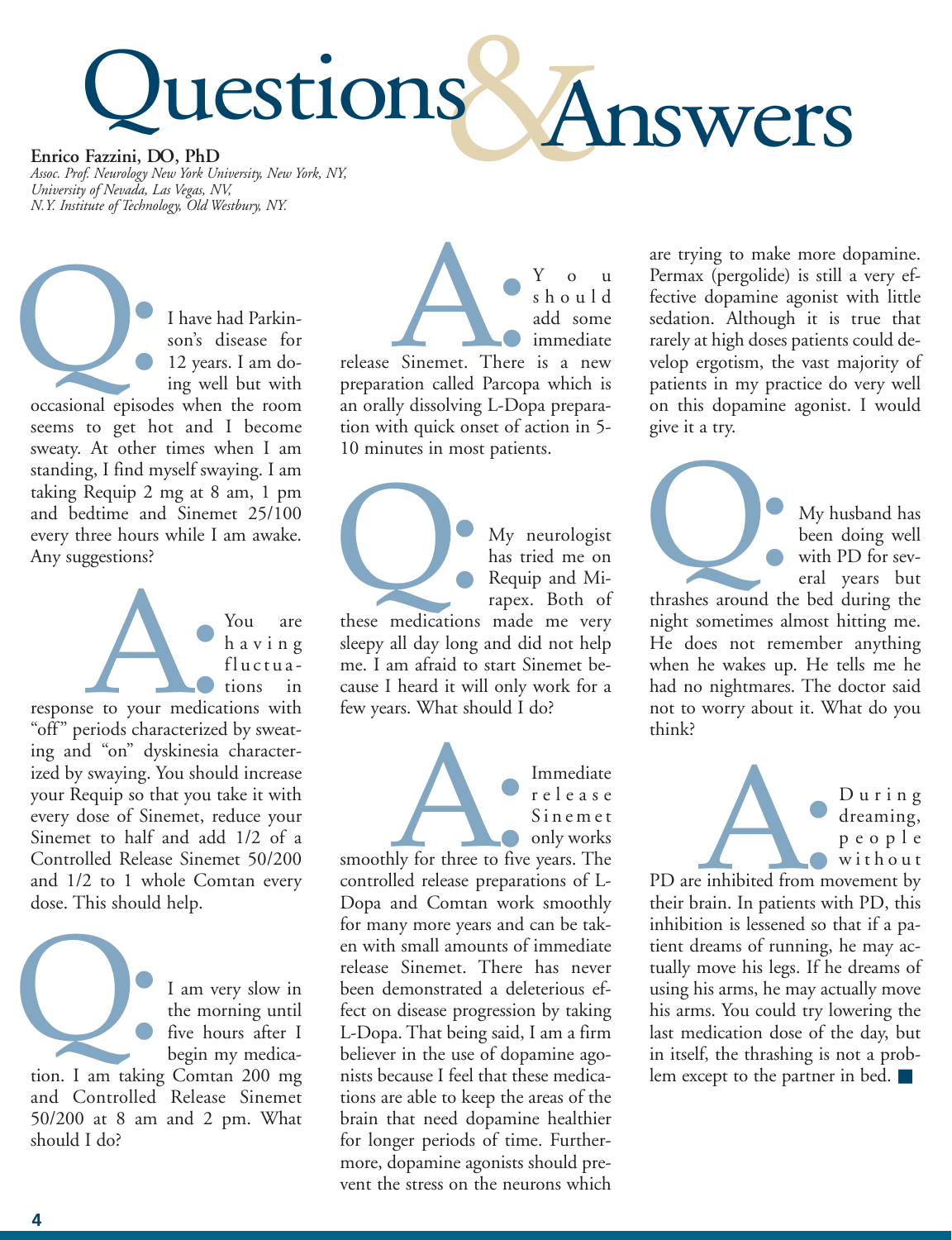# Questions & Answers

**Enrico Fazzini, DO, PhD**
*Assoc. Prof. Neurology New York University, New York, NY, University of Nevada, Las Vegas, NV, N.Y. Institute of Technology, Old Westbury, NY.*

**Q:** I have had Parkinson's disease for 12 years. I am doing well but with occasional episodes when the room seems to get hot and I become sweaty. At other times when I am standing, I find myself swaying. I am taking Requip 2 mg at 8 am, 1 pm and bedtime and Sinemet 25/100 every three hours while I am awake. Any suggestions?

**A:** You are having fluctuations in response to your medications with "off" periods characterized by sweating and "on" dyskinesia characterized by swaying. You should increase your Requip so that you take it with every dose of Sinemet, reduce your Sinemet to half and add 1/2 of a Controlled Release Sinemet 50/200 and 1/2 to 1 whole Comtan every dose. This should help.

**Q:** I am very slow in the morning until five hours after I begin my medication. I am taking Comtan 200 mg and Controlled Release Sinemet 50/200 at 8 am and 2 pm. What should I do?

**A:** You should add some immediate release Sinemet. There is a new preparation called Parcopa which is an orally dissolving L-Dopa preparation with quick onset of action in 5-10 minutes in most patients.

**Q:** My neurologist has tried me on Requip and Mirapex. Both of these medications made me very sleepy all day long and did not help me. I am afraid to start Sinemet because I heard it will only work for a few years. What should I do?

**A:** Immediate release Sinemet only works smoothly for three to five years. The controlled release preparations of L-Dopa and Comtan work smoothly for many more years and can be taken with small amounts of immediate release Sinemet. There has never been demonstrated a deleterious effect on disease progression by taking L-Dopa. That being said, I am a firm believer in the use of dopamine agonists because I feel that these medications are able to keep the areas of the brain that need dopamine healthier for longer periods of time. Furthermore, dopamine agonists should prevent the stress on the neurons which are trying to make more dopamine. Permax (pergolide) is still a very effective dopamine agonist with little sedation. Although it is true that rarely at high doses patients could develop ergotism, the vast majority of patients in my practice do very well on this dopamine agonist. I would give it a try.

**Q:** My husband has been doing well with PD for several years but thrashes around the bed during the night sometimes almost hitting me. He does not remember anything when he wakes up. He tells me he had no nightmares. The doctor said not to worry about it. What do you think?

**A:** During dreaming, people without PD are inhibited from movement by their brain. In patients with PD, this inhibition is lessened so that if a patient dreams of running, he may actually move his legs. If he dreams of using his arms, he may actually move his arms. You could try lowering the last medication dose of the day, but in itself, the thrashing is not a problem except to the partner in bed. ■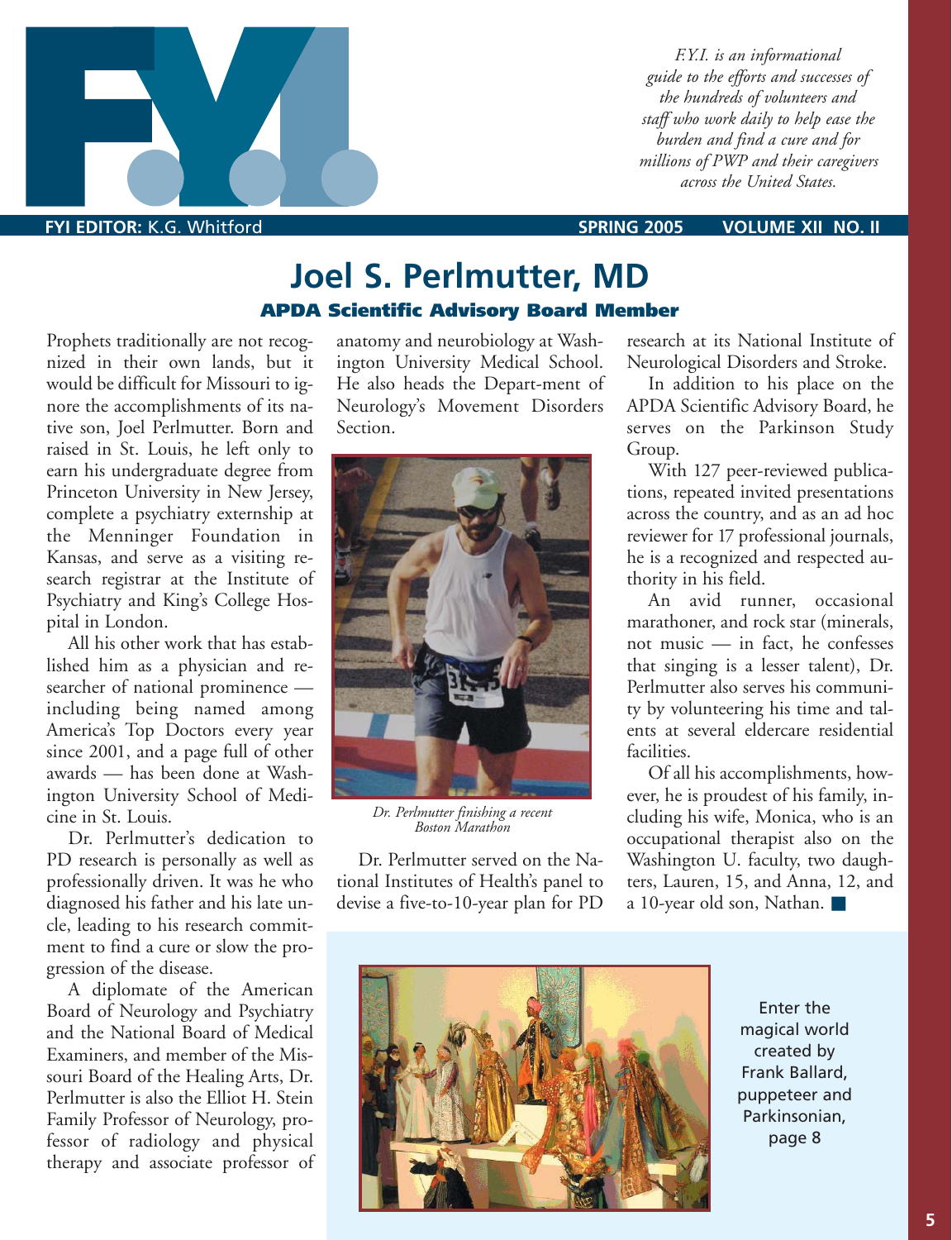F.Y.I. is an informational guide to the efforts and successes of the hundreds of volunteers and staff who work daily to help ease the burden and find a cure and for millions of PWP and their caregivers across the United States.

**FYI EDITOR:** K.G. Whitford

# Joel S. Perlmutter, MD

## APDA Scientific Advisory Board Member

Prophets traditionally are not recognized in their own lands, but it would be difficult for Missouri to ignore the accomplishments of its native son, Joel Perlmutter. Born and raised in St. Louis, he left only to earn his undergraduate degree from Princeton University in New Jersey, complete a psychiatry externship at the Menninger Foundation in Kansas, and serve as a visiting research registrar at the Institute of Psychiatry and King's College Hospital in London.

All his other work that has established him as a physician and researcher of national prominence — including being named among America's Top Doctors every year since 2001, and a page full of other awards — has been done at Washington University School of Medicine in St. Louis.

Dr. Perlmutter's dedication to PD research is personally as well as professionally driven. It was he who diagnosed his father and his late uncle, leading to his research commitment to find a cure or slow the progression of the disease.

A diplomate of the American Board of Neurology and Psychiatry and the National Board of Medical Examiners, and member of the Missouri Board of the Healing Arts, Dr. Perlmutter is also the Elliot H. Stein Family Professor of Neurology, professor of radiology and physical therapy and associate professor of anatomy and neurobiology at Washington University Medical School. He also heads the Department of Neurology's Movement Disorders Section.

*Dr. Perlmutter finishing a recent Boston Marathon*

Dr. Perlmutter served on the National Institutes of Health's panel to devise a five-to-10-year plan for PD research at its National Institute of Neurological Disorders and Stroke.

In addition to his place on the APDA Scientific Advisory Board, he serves on the Parkinson Study Group.

With 127 peer-reviewed publications, repeated invited presentations across the country, and as an ad hoc reviewer for 17 professional journals, he is a recognized and respected authority in his field.

An avid runner, occasional marathoner, and rock star (minerals, not music — in fact, he confesses that singing is a lesser talent), Dr. Perlmutter also serves his community by volunteering his time and talents at several eldercare residential facilities.

Of all his accomplishments, however, he is proudest of his family, including his wife, Monica, who is an occupational therapist also on the Washington U. faculty, two daughters, Lauren, 15, and Anna, 12, and a 10-year old son, Nathan. ■

Enter the magical world created by Frank Ballard, puppeteer and Parkinsonian, page 8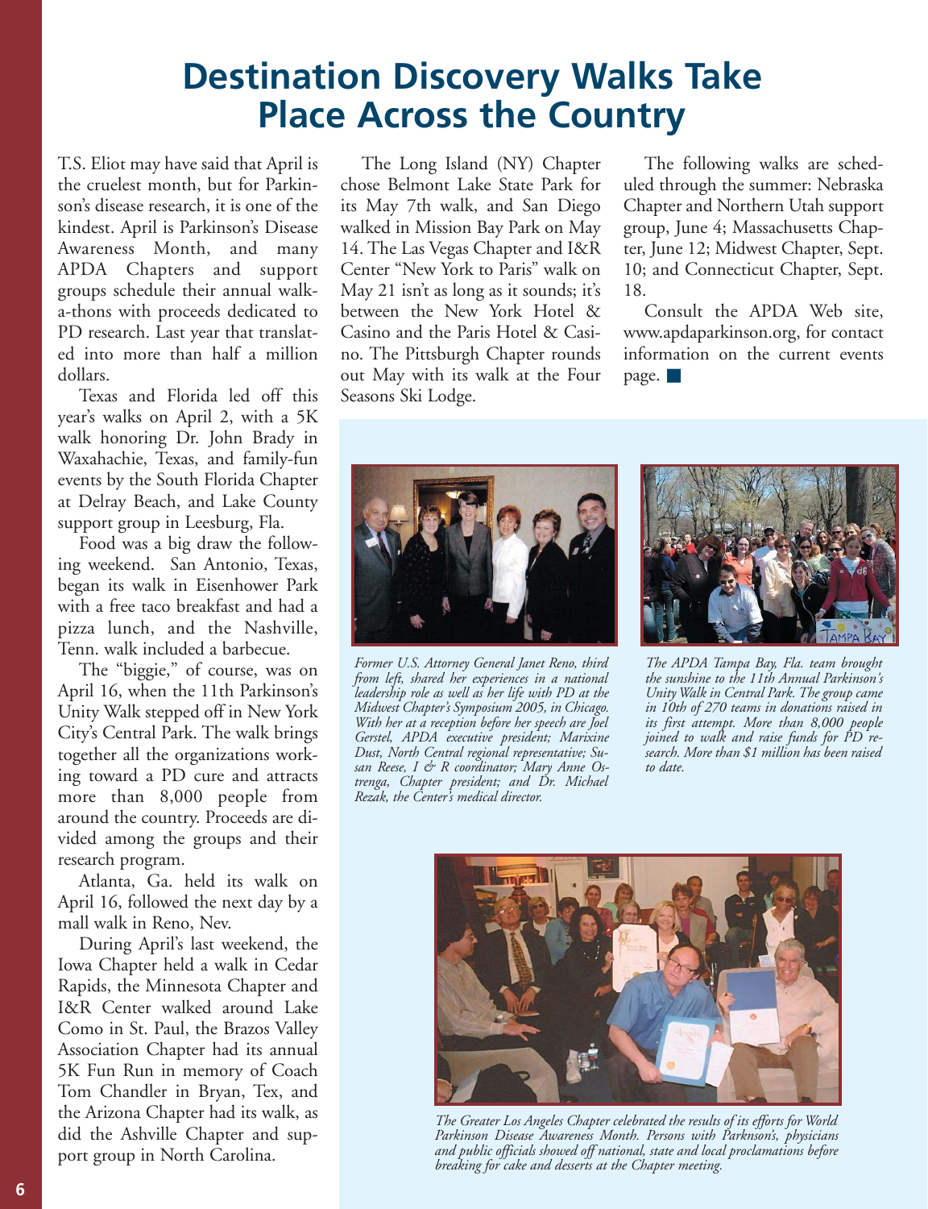# Destination Discovery Walks Take Place Across the Country

T.S. Eliot may have said that April is the cruelest month, but for Parkinson's disease research, it is one of the kindest. April is Parkinson's Disease Awareness Month, and many APDA Chapters and support groups schedule their annual walk-a-thons with proceeds dedicated to PD research. Last year that translated into more than half a million dollars.

Texas and Florida led off this year's walks on April 2, with a 5K walk honoring Dr. John Brady in Waxahachie, Texas, and family-fun events by the South Florida Chapter at Delray Beach, and Lake County support group in Leesburg, Fla.

Food was a big draw the following weekend. San Antonio, Texas, began its walk in Eisenhower Park with a free taco breakfast and had a pizza lunch, and the Nashville, Tenn. walk included a barbecue.

The "biggie," of course, was on April 16, when the 11th Parkinson's Unity Walk stepped off in New York City's Central Park. The walk brings together all the organizations working toward a PD cure and attracts more than 8,000 people from around the country. Proceeds are divided among the groups and their research program.

Atlanta, Ga. held its walk on April 16, followed the next day by a mall walk in Reno, Nev.

During April's last weekend, the Iowa Chapter held a walk in Cedar Rapids, the Minnesota Chapter and I&R Center walked around Lake Como in St. Paul, the Brazos Valley Association Chapter had its annual 5K Fun Run in memory of Coach Tom Chandler in Bryan, Tex, and the Arizona Chapter had its walk, as did the Ashville Chapter and support group in North Carolina.

The Long Island (NY) Chapter chose Belmont Lake State Park for its May 7th walk, and San Diego walked in Mission Bay Park on May 14. The Las Vegas Chapter and I&R Center "New York to Paris" walk on May 21 isn't as long as it sounds; it's between the New York Hotel & Casino and the Paris Hotel & Casino. The Pittsburgh Chapter rounds out May with its walk at the Four Seasons Ski Lodge.

The following walks are scheduled through the summer: Nebraska Chapter and Northern Utah support group, June 4; Massachusetts Chapter, June 12; Midwest Chapter, Sept. 10; and Connecticut Chapter, Sept. 18.

Consult the APDA Web site, www.apdaparkinson.org, for contact information on the current events page. ■

*Former U.S. Attorney General Janet Reno, third from left, shared her experiences in a national leadership role as well as her life with PD at the Midwest Chapter's Symposium 2005, in Chicago. With her at a reception before her speech are Joel Gerstel, APDA executive president; Marixine Dust, North Central regional representative; Susan Reese, I & R coordinator; Mary Anne Ostrenga, Chapter president; and Dr. Michael Rezak, the Center's medical director.*

*The APDA Tampa Bay, Fla. team brought the sunshine to the 11th Annual Parkinson's Unity Walk in Central Park. The group came in 10th of 270 teams in donations raised in its first attempt. More than 8,000 people joined to walk and raise funds for PD research. More than $1 million has been raised to date.*

*The Greater Los Angeles Chapter celebrated the results of its efforts for World Parkinson Disease Awareness Month. Persons with Parknson's, physicians and public officials showed off national, state and local proclamations before breaking for cake and desserts at the Chapter meeting.*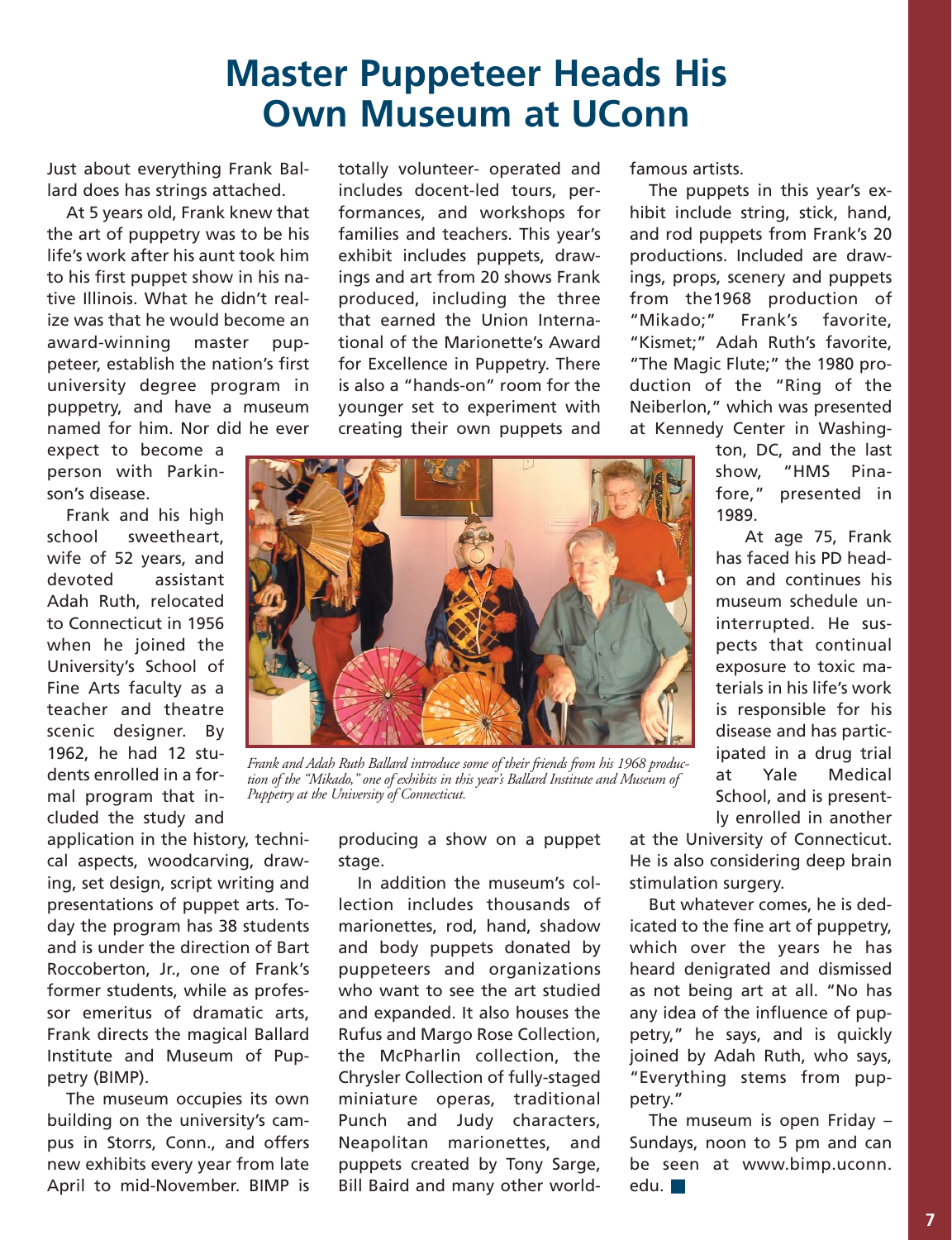# Master Puppeteer Heads His Own Museum at UConn

Just about everything Frank Ballard does has strings attached.

At 5 years old, Frank knew that the art of puppetry was to be his life's work after his aunt took him to his first puppet show in his native Illinois. What he didn't realize was that he would become an award-winning master puppeteer, establish the nation's first university degree program in puppetry, and have a museum named for him. Nor did he ever expect to become a person with Parkinson's disease.

Frank and his high school sweetheart, wife of 52 years, and devoted assistant Adah Ruth, relocated to Connecticut in 1956 when he joined the University's School of Fine Arts faculty as a teacher and theatre scenic designer. By 1962, he had 12 students enrolled in a formal program that included the study and application in the history, technical aspects, woodcarving, drawing, set design, script writing and presentations of puppet arts. Today the program has 38 students and is under the direction of Bart Roccoberton, Jr., one of Frank's former students, while as professor emeritus of dramatic arts, Frank directs the magical Ballard Institute and Museum of Puppetry (BIMP).

The museum occupies its own building on the university's campus in Storrs, Conn., and offers new exhibits every year from late April to mid-November. BIMP is totally volunteer- operated and includes docent-led tours, performances, and workshops for families and teachers. This year's exhibit includes puppets, drawings and art from 20 shows Frank produced, including the three that earned the Union International of the Marionette's Award for Excellence in Puppetry. There is also a "hands-on" room for the younger set to experiment with creating their own puppets and producing a show on a puppet stage.

*Frank and Adah Ruth Ballard introduce some of their friends from his 1968 production of the "Mikado," one of exhibits in this year's Ballard Institute and Museum of Puppetry at the University of Connecticut.*

In addition the museum's collection includes thousands of marionettes, rod, hand, shadow and body puppets donated by puppeteers and organizations who want to see the art studied and expanded. It also houses the Rufus and Margo Rose Collection, the McPharlin collection, the Chrysler Collection of fully-staged miniature operas, traditional Punch and Judy characters, Neapolitan marionettes, and puppets created by Tony Sarge, Bill Baird and many other world-famous artists.

The puppets in this year's exhibit include string, stick, hand, and rod puppets from Frank's 20 productions. Included are drawings, props, scenery and puppets from the1968 production of "Mikado;" Frank's favorite, "Kismet;" Adah Ruth's favorite, "The Magic Flute;" the 1980 production of the "Ring of the Neiberlon," which was presented at Kennedy Center in Washington, DC, and the last show, "HMS Pinafore," presented in 1989.

At age 75, Frank has faced his PD head-on and continues his museum schedule uninterrupted. He suspects that continual exposure to toxic materials in his life's work is responsible for his disease and has participated in a drug trial at Yale Medical School, and is presently enrolled in another at the University of Connecticut. He is also considering deep brain stimulation surgery.

But whatever comes, he is dedicated to the fine art of puppetry, which over the years he has heard denigrated and dismissed as not being art at all. "No has any idea of the influence of puppetry," he says, and is quickly joined by Adah Ruth, who says, "Everything stems from puppetry."

The museum is open Friday – Sundays, noon to 5 pm and can be seen at www.bimp.uconn.edu.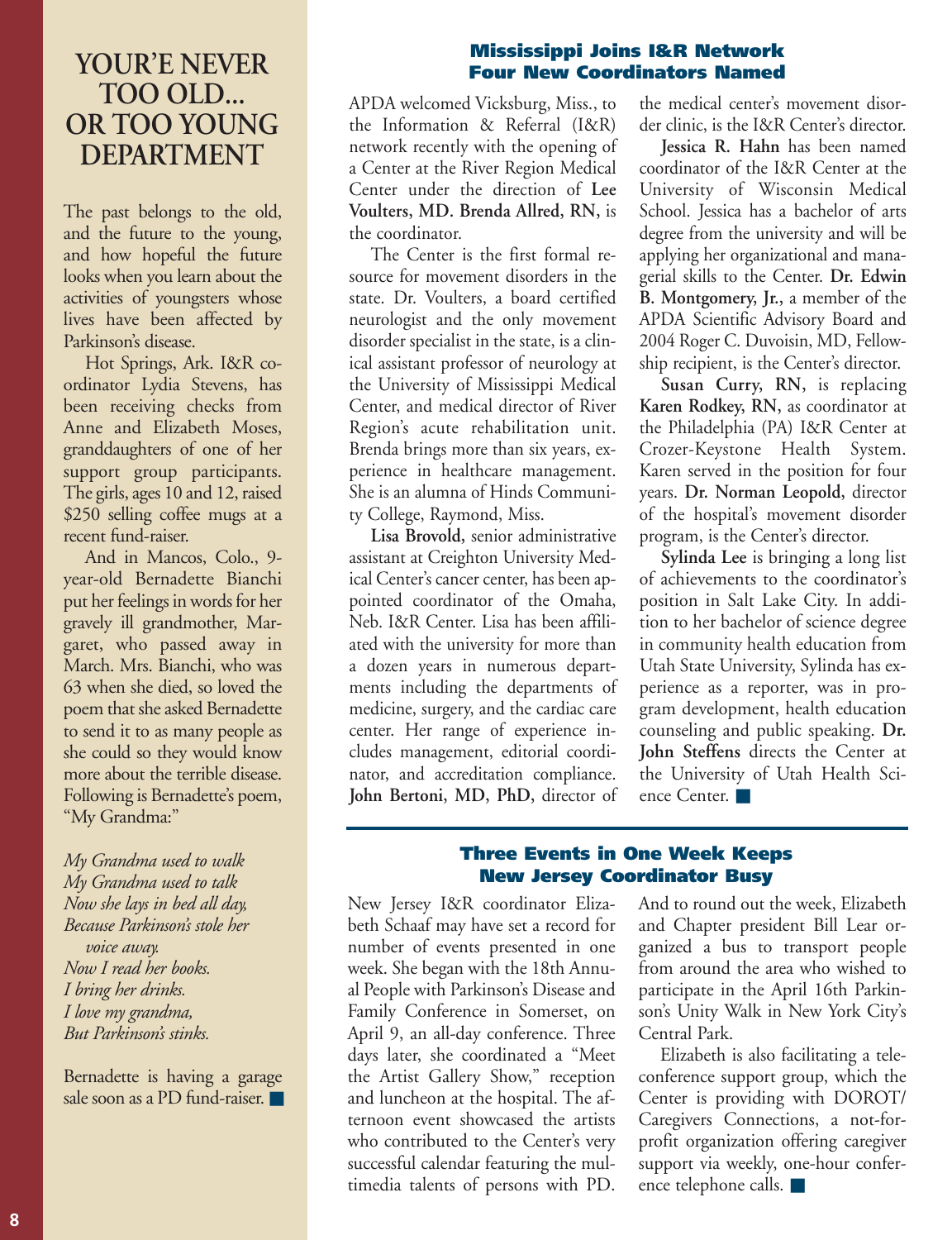# YOUR'E NEVER TOO OLD... OR TOO YOUNG DEPARTMENT

The past belongs to the old, and the future to the young, and how hopeful the future looks when you learn about the activities of youngsters whose lives have been affected by Parkinson's disease.

Hot Springs, Ark. I&R coordinator Lydia Stevens, has been receiving checks from Anne and Elizabeth Moses, granddaughters of one of her support group participants. The girls, ages 10 and 12, raised $250 selling coffee mugs at a recent fund-raiser.

And in Mancos, Colo., 9-year-old Bernadette Bianchi put her feelings in words for her gravely ill grandmother, Margaret, who passed away in March. Mrs. Bianchi, who was 63 when she died, so loved the poem that she asked Bernadette to send it to as many people as she could so they would know more about the terrible disease. Following is Bernadette's poem, "My Grandma:"

*My Grandma used to walk*
*My Grandma used to talk*
*Now she lays in bed all day,*
*Because Parkinson's stole her voice away.*
*Now I read her books.*
*I bring her drinks.*
*I love my grandma,*
*But Parkinson's stinks.*

Bernadette is having a garage sale soon as a PD fund-raiser. ■

## Mississippi Joins I&R Network Four New Coordinators Named

APDA welcomed Vicksburg, Miss., to the Information & Referral (I&R) network recently with the opening of a Center at the River Region Medical Center under the direction of **Lee Voulters, MD. Brenda Allred, RN,** is the coordinator.

The Center is the first formal resource for movement disorders in the state. Dr. Voulters, a board certified neurologist and the only movement disorder specialist in the state, is a clinical assistant professor of neurology at the University of Mississippi Medical Center, and medical director of River Region's acute rehabilitation unit. Brenda brings more than six years, experience in healthcare management. She is an alumna of Hinds Community College, Raymond, Miss.

**Lisa Brovold,** senior administrative assistant at Creighton University Medical Center's cancer center, has been appointed coordinator of the Omaha, Neb. I&R Center. Lisa has been affiliated with the university for more than a dozen years in numerous departments including the departments of medicine, surgery, and the cardiac care center. Her range of experience includes management, editorial coordinator, and accreditation compliance. **John Bertoni, MD, PhD,** director of the medical center's movement disorder clinic, is the I&R Center's director.

**Jessica R. Hahn** has been named coordinator of the I&R Center at the University of Wisconsin Medical School. Jessica has a bachelor of arts degree from the university and will be applying her organizational and managerial skills to the Center. **Dr. Edwin B. Montgomery, Jr.,** a member of the APDA Scientific Advisory Board and 2004 Roger C. Duvoisin, MD, Fellowship recipient, is the Center's director.

**Susan Curry, RN,** is replacing **Karen Rodkey, RN,** as coordinator at the Philadelphia (PA) I&R Center at Crozer-Keystone Health System. Karen served in the position for four years. **Dr. Norman Leopold,** director of the hospital's movement disorder program, is the Center's director.

**Sylinda Lee** is bringing a long list of achievements to the coordinator's position in Salt Lake City. In addition to her bachelor of science degree in community health education from Utah State University, Sylinda has experience as a reporter, was in program development, health education counseling and public speaking. **Dr. John Steffens** directs the Center at the University of Utah Health Science Center. ■

## Three Events in One Week Keeps New Jersey Coordinator Busy

New Jersey I&R coordinator Elizabeth Schaaf may have set a record for number of events presented in one week. She began with the 18th Annual People with Parkinson's Disease and Family Conference in Somerset, on April 9, an all-day conference. Three days later, she coordinated a "Meet the Artist Gallery Show," reception and luncheon at the hospital. The afternoon event showcased the artists who contributed to the Center's very successful calendar featuring the multimedia talents of persons with PD. And to round out the week, Elizabeth and Chapter president Bill Lear organized a bus to transport people from around the area who wished to participate in the April 16th Parkinson's Unity Walk in New York City's Central Park.

Elizabeth is also facilitating a teleconference support group, which the Center is providing with DOROT/ Caregivers Connections, a not-for-profit organization offering caregiver support via weekly, one-hour conference telephone calls. ■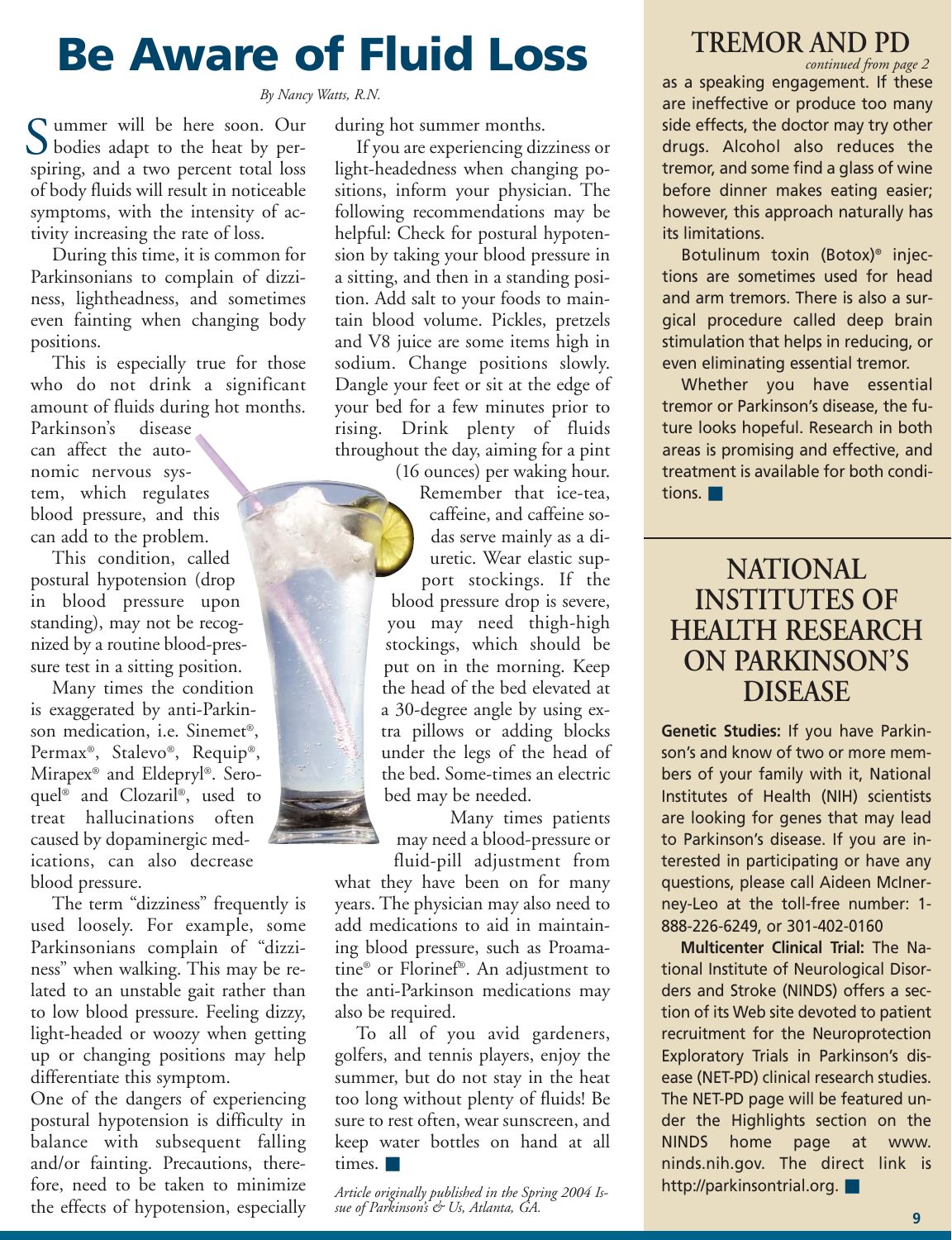# Be Aware of Fluid Loss

*By Nancy Watts, R.N.*

Summer will be here soon. Our bodies adapt to the heat by perspiring, and a two percent total loss of body fluids will result in noticeable symptoms, with the intensity of activity increasing the rate of loss.

During this time, it is common for Parkinsonians to complain of dizziness, lightheadness, and sometimes even fainting when changing body positions.

This is especially true for those who do not drink a significant amount of fluids during hot months. Parkinson's disease can affect the autonomic nervous system, which regulates blood pressure, and this can add to the problem.

This condition, called postural hypotension (drop in blood pressure upon standing), may not be recognized by a routine blood-pressure test in a sitting position.

Many times the condition is exaggerated by anti-Parkinson medication, i.e. Sinemet®, Permax®, Stalevo®, Requip®, Mirapex® and Eldepryl®. Seroquel® and Clozaril®, used to treat hallucinations often caused by dopaminergic medications, can also decrease blood pressure.

The term "dizziness" frequently is used loosely. For example, some Parkinsonians complain of "dizziness" when walking. This may be related to an unstable gait rather than to low blood pressure. Feeling dizzy, light-headed or woozy when getting up or changing positions may help differentiate this symptom.

One of the dangers of experiencing postural hypotension is difficulty in balance with subsequent falling and/or fainting. Precautions, therefore, need to be taken to minimize the effects of hypotension, especially during hot summer months.

If you are experiencing dizziness or light-headedness when changing positions, inform your physician. The following recommendations may be helpful: Check for postural hypotension by taking your blood pressure in a sitting, and then in a standing position. Add salt to your foods to maintain blood volume. Pickles, pretzels and V8 juice are some items high in sodium. Change positions slowly. Dangle your feet or sit at the edge of your bed for a few minutes prior to rising. Drink plenty of fluids throughout the day, aiming for a pint (16 ounces) per waking hour. Remember that ice-tea, caffeine, and caffeine sodas serve mainly as a diuretic. Wear elastic support stockings. If the blood pressure drop is severe, you may need thigh-high stockings, which should be put on in the morning. Keep the head of the bed elevated at a 30-degree angle by using extra pillows or adding blocks under the legs of the head of the bed. Some-times an electric bed may be needed.

Many times patients may need a blood-pressure or fluid-pill adjustment from what they have been on for many years. The physician may also need to add medications to aid in maintaining blood pressure, such as Proamatine® or Florinef®. An adjustment to the anti-Parkinson medications may also be required.

To all of you avid gardeners, golfers, and tennis players, enjoy the summer, but do not stay in the heat too long without plenty of fluids! Be sure to rest often, wear sunscreen, and keep water bottles on hand at all times. ■

*Article originally published in the Spring 2004 Issue of Parkinson's & Us, Atlanta, GA.*

## TREMOR AND PD

*continued from page 2*

as a speaking engagement. If these are ineffective or produce too many side effects, the doctor may try other drugs. Alcohol also reduces the tremor, and some find a glass of wine before dinner makes eating easier; however, this approach naturally has its limitations.

Botulinum toxin (Botox)® injections are sometimes used for head and arm tremors. There is also a surgical procedure called deep brain stimulation that helps in reducing, or even eliminating essential tremor.

Whether you have essential tremor or Parkinson's disease, the future looks hopeful. Research in both areas is promising and effective, and treatment is available for both conditions. ■

## NATIONAL INSTITUTES OF HEALTH RESEARCH ON PARKINSON'S DISEASE

**Genetic Studies:** If you have Parkinson's and know of two or more members of your family with it, National Institutes of Health (NIH) scientists are looking for genes that may lead to Parkinson's disease. If you are interested in participating or have any questions, please call Aideen McInerney-Leo at the toll-free number: 1-888-226-6249, or 301-402-0160

**Multicenter Clinical Trial:** The National Institute of Neurological Disorders and Stroke (NINDS) offers a section of its Web site devoted to patient recruitment for the Neuroprotection Exploratory Trials in Parkinson's disease (NET-PD) clinical research studies. The NET-PD page will be featured under the Highlights section on the NINDS home page at www.ninds.nih.gov. The direct link is http://parkinsontrial.org. ■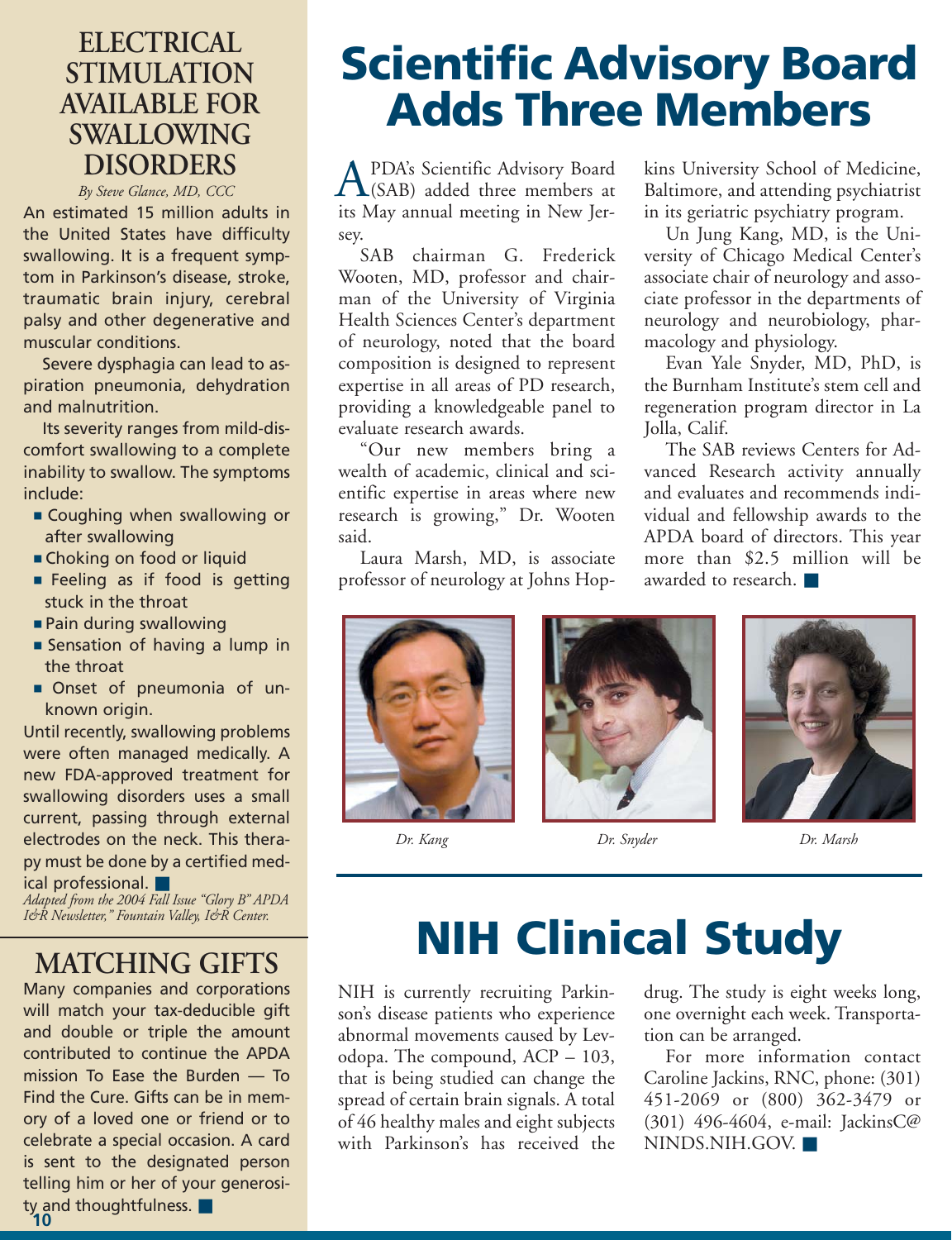# Scientific Advisory Board Adds Three Members

APDA's Scientific Advisory Board (SAB) added three members at its May annual meeting in New Jersey.

SAB chairman G. Frederick Wooten, MD, professor and chairman of the University of Virginia Health Sciences Center's department of neurology, noted that the board composition is designed to represent expertise in all areas of PD research, providing a knowledgeable panel to evaluate research awards.

"Our new members bring a wealth of academic, clinical and scientific expertise in areas where new research is growing," Dr. Wooten said.

Laura Marsh, MD, is associate professor of neurology at Johns Hopkins University School of Medicine, Baltimore, and attending psychiatrist in its geriatric psychiatry program.

Un Jung Kang, MD, is the University of Chicago Medical Center's associate chair of neurology and associate professor in the departments of neurology and neurobiology, pharmacology and physiology.

Evan Yale Snyder, MD, PhD, is the Burnham Institute's stem cell and regeneration program director in La Jolla, Calif.

The SAB reviews Centers for Advanced Research activity annually and evaluates and recommends individual and fellowship awards to the APDA board of directors. This year more than $2.5 million will be awarded to research. ■

*Dr. Kang*

*Dr. Snyder*

*Dr. Marsh*

# NIH Clinical Study

NIH is currently recruiting Parkinson's disease patients who experience abnormal movements caused by Levodopa. The compound, ACP – 103, that is being studied can change the spread of certain brain signals. A total of 46 healthy males and eight subjects with Parkinson's has received the drug. The study is eight weeks long, one overnight each week. Transportation can be arranged.

For more information contact Caroline Jackins, RNC, phone: (301) 451-2069 or (800) 362-3479 or (301) 496-4604, e-mail: JackinsC@NINDS.NIH.GOV. ■

## ELECTRICAL STIMULATION AVAILABLE FOR SWALLOWING DISORDERS

*By Steve Glance, MD, CCC*

An estimated 15 million adults in the United States have difficulty swallowing. It is a frequent symptom in Parkinson's disease, stroke, traumatic brain injury, cerebral palsy and other degenerative and muscular conditions.

Severe dysphagia can lead to aspiration pneumonia, dehydration and malnutrition.

Its severity ranges from mild-discomfort swallowing to a complete inability to swallow. The symptoms include:

- Coughing when swallowing or after swallowing
- Choking on food or liquid
- Feeling as if food is getting stuck in the throat
- Pain during swallowing
- Sensation of having a lump in the throat
- Onset of pneumonia of unknown origin.

Until recently, swallowing problems were often managed medically. A new FDA-approved treatment for swallowing disorders uses a small current, passing through external electrodes on the neck. This therapy must be done by a certified medical professional. ■

*Adapted from the 2004 Fall Issue "Glory B" APDA I&R Newsletter," Fountain Valley, I&R Center.*

## MATCHING GIFTS

Many companies and corporations will match your tax-deducible gift and double or triple the amount contributed to continue the APDA mission To Ease the Burden — To Find the Cure. Gifts can be in memory of a loved one or friend or to celebrate a special occasion. A card is sent to the designated person telling him or her of your generosity and thoughtfulness. ■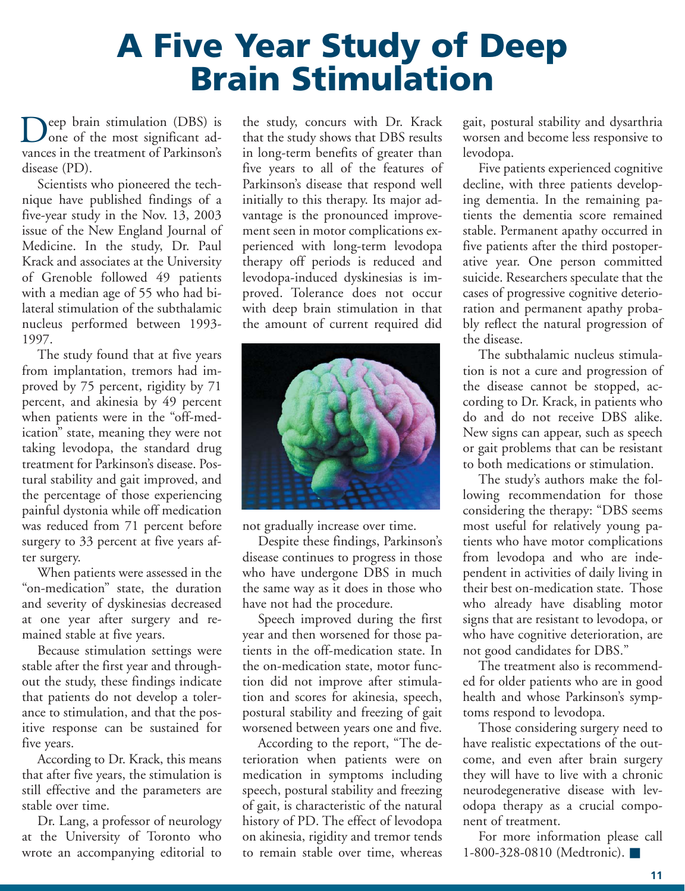# A Five Year Study of Deep Brain Stimulation

Deep brain stimulation (DBS) is one of the most significant advances in the treatment of Parkinson's disease (PD).

Scientists who pioneered the technique have published findings of a five-year study in the Nov. 13, 2003 issue of the New England Journal of Medicine. In the study, Dr. Paul Krack and associates at the University of Grenoble followed 49 patients with a median age of 55 who had bilateral stimulation of the subthalamic nucleus performed between 1993-1997.

The study found that at five years from implantation, tremors had improved by 75 percent, rigidity by 71 percent, and akinesia by 49 percent when patients were in the "off-medication" state, meaning they were not taking levodopa, the standard drug treatment for Parkinson's disease. Postural stability and gait improved, and the percentage of those experiencing painful dystonia while off medication was reduced from 71 percent before surgery to 33 percent at five years after surgery.

When patients were assessed in the "on-medication" state, the duration and severity of dyskinesias decreased at one year after surgery and remained stable at five years.

Because stimulation settings were stable after the first year and throughout the study, these findings indicate that patients do not develop a tolerance to stimulation, and that the positive response can be sustained for five years.

According to Dr. Krack, this means that after five years, the stimulation is still effective and the parameters are stable over time.

Dr. Lang, a professor of neurology at the University of Toronto who wrote an accompanying editorial to the study, concurs with Dr. Krack that the study shows that DBS results in long-term benefits of greater than five years to all of the features of Parkinson's disease that respond well initially to this therapy. Its major advantage is the pronounced improvement seen in motor complications experienced with long-term levodopa therapy off periods is reduced and levodopa-induced dyskinesias is improved. Tolerance does not occur with deep brain stimulation in that the amount of current required did not gradually increase over time.

Despite these findings, Parkinson's disease continues to progress in those who have undergone DBS in much the same way as it does in those who have not had the procedure.

Speech improved during the first year and then worsened for those patients in the off-medication state. In the on-medication state, motor function did not improve after stimulation and scores for akinesia, speech, postural stability and freezing of gait worsened between years one and five.

According to the report, "The deterioration when patients were on medication in symptoms including speech, postural stability and freezing of gait, is characteristic of the natural history of PD. The effect of levodopa on akinesia, rigidity and tremor tends to remain stable over time, whereas gait, postural stability and dysarthria worsen and become less responsive to levodopa.

Five patients experienced cognitive decline, with three patients developing dementia. In the remaining patients the dementia score remained stable. Permanent apathy occurred in five patients after the third postoperative year. One person committed suicide. Researchers speculate that the cases of progressive cognitive deterioration and permanent apathy probably reflect the natural progression of the disease.

The subthalamic nucleus stimulation is not a cure and progression of the disease cannot be stopped, according to Dr. Krack, in patients who do and do not receive DBS alike. New signs can appear, such as speech or gait problems that can be resistant to both medications or stimulation.

The study's authors make the following recommendation for those considering the therapy: "DBS seems most useful for relatively young patients who have motor complications from levodopa and who are independent in activities of daily living in their best on-medication state. Those who already have disabling motor signs that are resistant to levodopa, or who have cognitive deterioration, are not good candidates for DBS."

The treatment also is recommended for older patients who are in good health and whose Parkinson's symptoms respond to levodopa.

Those considering surgery need to have realistic expectations of the outcome, and even after brain surgery they will have to live with a chronic neurodegenerative disease with levodopa therapy as a crucial component of treatment.

For more information please call 1-800-328-0810 (Medtronic). ■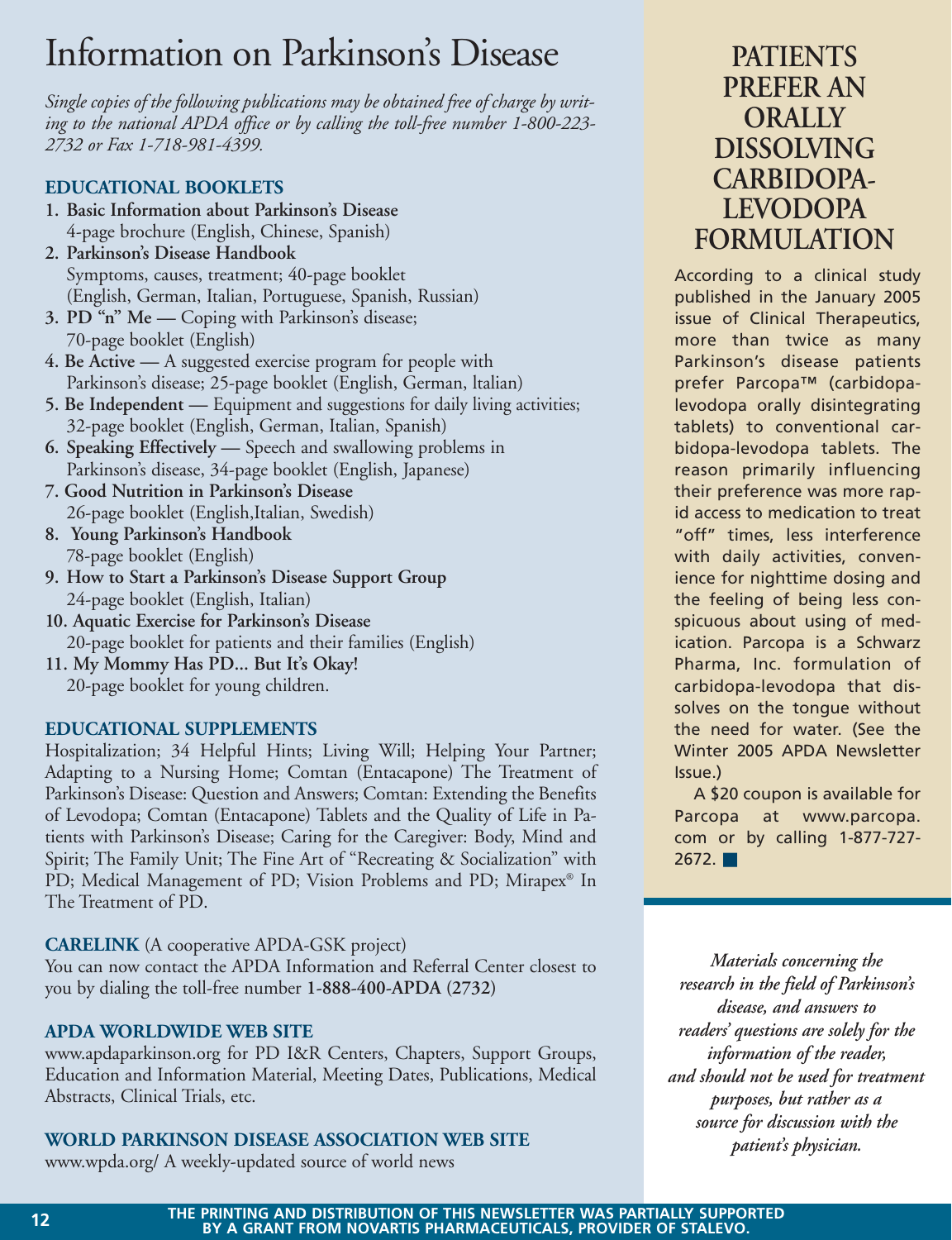# Information on Parkinson's Disease

*Single copies of the following publications may be obtained free of charge by writing to the national APDA office or by calling the toll-free number 1-800-223-2732 or Fax 1-718-981-4399.*

## EDUCATIONAL BOOKLETS

1. **Basic Information about Parkinson's Disease**
   4-page brochure (English, Chinese, Spanish)
2. **Parkinson's Disease Handbook**
   Symptoms, causes, treatment; 40-page booklet
   (English, German, Italian, Portuguese, Spanish, Russian)
3. **PD "n" Me —** Coping with Parkinson's disease;
   70-page booklet (English)
4. **Be Active —** A suggested exercise program for people with Parkinson's disease; 25-page booklet (English, German, ltalian)
5. **Be Independent —** Equipment and suggestions for daily living activities; 32-page booklet (English, German, Italian, Spanish)
6. **Speaking Effectively —** Speech and swallowing problems in Parkinson's disease, 34-page booklet (English, Japanese)
7. **Good Nutrition in Parkinson's Disease**
   26-page booklet (English,Italian, Swedish)
8. **Young Parkinson's Handbook**
   78-page booklet (English)
9. **How to Start a Parkinson's Disease Support Group**
   24-page booklet (English, Italian)
10. **Aquatic Exercise for Parkinson's Disease**
    20-page booklet for patients and their families (English)
11. **My Mommy Has PD... But It's Okay!**
    20-page booklet for young children.

## EDUCATIONAL SUPPLEMENTS

Hospitalization; 34 Helpful Hints; Living Will; Helping Your Partner; Adapting to a Nursing Home; Comtan (Entacapone) The Treatment of Parkinson's Disease: Question and Answers; Comtan: Extending the Benefits of Levodopa; Comtan (Entacapone) Tablets and the Quality of Life in Patients with Parkinson's Disease; Caring for the Caregiver: Body, Mind and Spirit; The Family Unit; The Fine Art of "Recreating & Socialization" with PD; Medical Management of PD; Vision Problems and PD; Mirapex® In The Treatment of PD.

## CARELINK (A cooperative APDA-GSK project)

You can now contact the APDA Information and Referral Center closest to you by dialing the toll-free number **1-888-400-APDA (2732)**

## APDA WORLDWIDE WEB SITE

www.apdaparkinson.org for PD I&R Centers, Chapters, Support Groups, Education and Information Material, Meeting Dates, Publications, Medical Abstracts, Clinical Trials, etc.

## WORLD PARKINSON DISEASE ASSOCIATION WEB SITE

www.wpda.org/ A weekly-updated source of world news

## PATIENTS PREFER AN ORALLY DISSOLVING CARBIDOPA-LEVODOPA FORMULATION

According to a clinical study published in the January 2005 issue of Clinical Therapeutics, more than twice as many Parkinson's disease patients prefer Parcopa™ (carbidopa-levodopa orally disintegrating tablets) to conventional carbidopa-levodopa tablets. The reason primarily influencing their preference was more rapid access to medication to treat "off" times, less interference with daily activities, convenience for nighttime dosing and the feeling of being less conspicuous about using of medication. Parcopa is a Schwarz Pharma, Inc. formulation of carbidopa-levodopa that dissolves on the tongue without the need for water. (See the Winter 2005 APDA Newsletter Issue.)

A $20 coupon is available for Parcopa at www.parcopa.com or by calling 1-877-727-2672.

*Materials concerning the research in the field of Parkinson's disease, and answers to readers' questions are solely for the information of the reader, and should not be used for treatment purposes, but rather as a source for discussion with the patient's physician.*

**THE PRINTING AND DISTRIBUTION OF THIS NEWSLETTER WAS PARTIALLY SUPPORTED BY A GRANT FROM NOVARTIS PHARMACEUTICALS, PROVIDER OF STALEVO.**